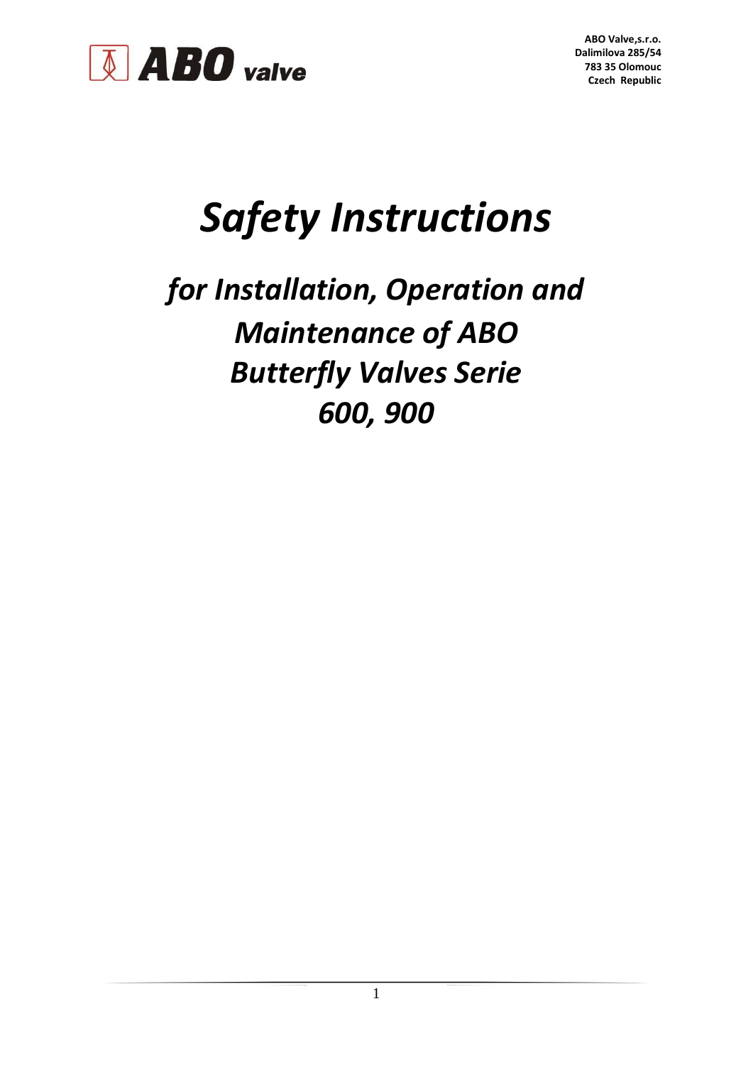ABO Valve,s.r.o.
Dalimilova 285/54
783 35 Olomouc
Czech Republic

# *Safety Instructions*

## *for Installation, Operation and Maintenance of ABO Butterfly Valves Serie 600, 900*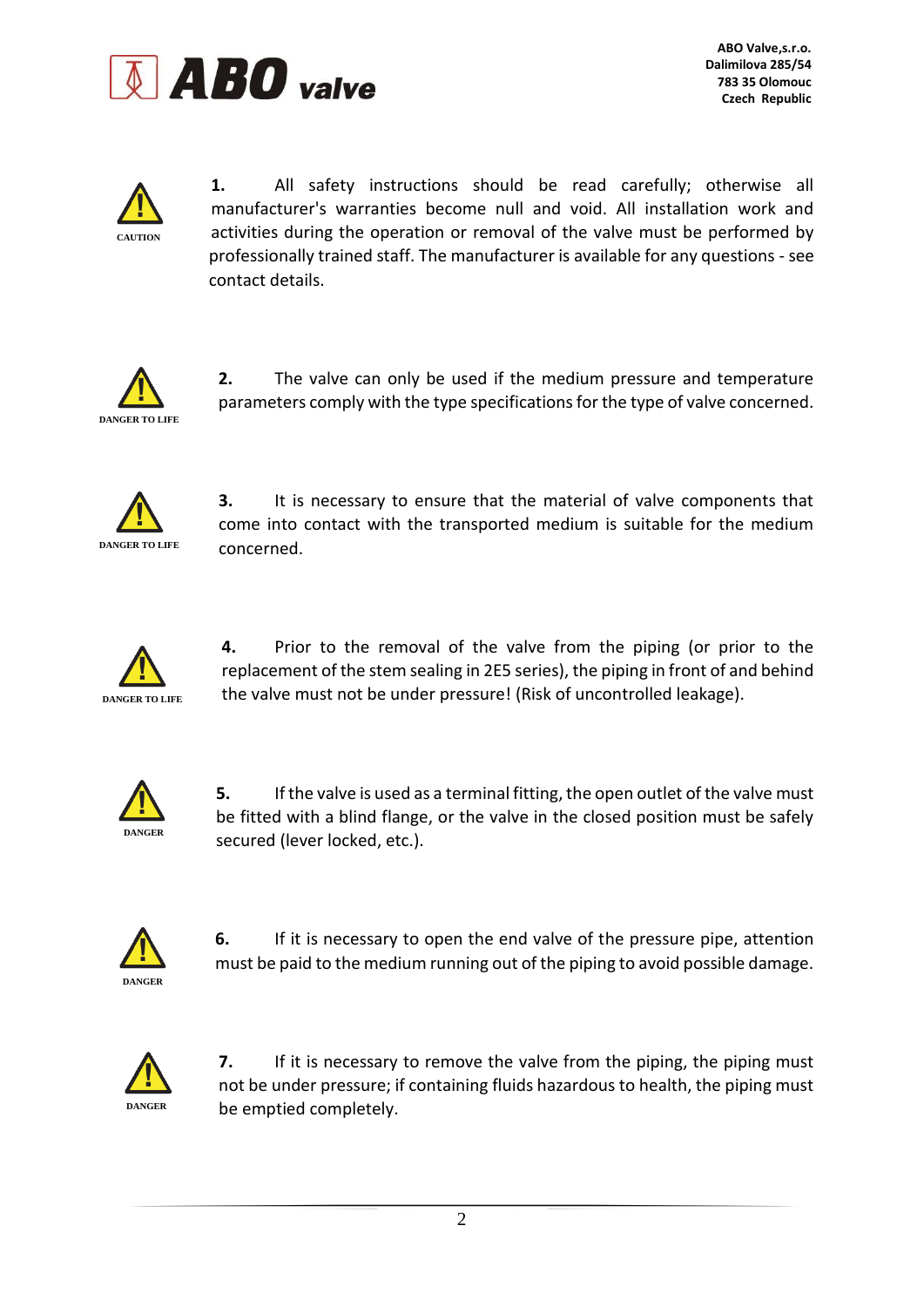ABO Valve,s.r.o.
Dalimilova 285/54
783 35 Olomouc
Czech Republic

**CAUTION**

**1.** All safety instructions should be read carefully; otherwise all manufacturer's warranties become null and void. All installation work and activities during the operation or removal of the valve must be performed by professionally trained staff. The manufacturer is available for any questions - see contact details.

**DANGER TO LIFE**

**2.** The valve can only be used if the medium pressure and temperature parameters comply with the type specifications for the type of valve concerned.

**DANGER TO LIFE**

**3.** It is necessary to ensure that the material of valve components that come into contact with the transported medium is suitable for the medium concerned.

**DANGER TO LIFE**

**4.** Prior to the removal of the valve from the piping (or prior to the replacement of the stem sealing in 2E5 series), the piping in front of and behind the valve must not be under pressure! (Risk of uncontrolled leakage).

**DANGER**

**5.** If the valve is used as a terminal fitting, the open outlet of the valve must be fitted with a blind flange, or the valve in the closed position must be safely secured (lever locked, etc.).

**DANGER**

**6.** If it is necessary to open the end valve of the pressure pipe, attention must be paid to the medium running out of the piping to avoid possible damage.

**DANGER**

**7.** If it is necessary to remove the valve from the piping, the piping must not be under pressure; if containing fluids hazardous to health, the piping must be emptied completely.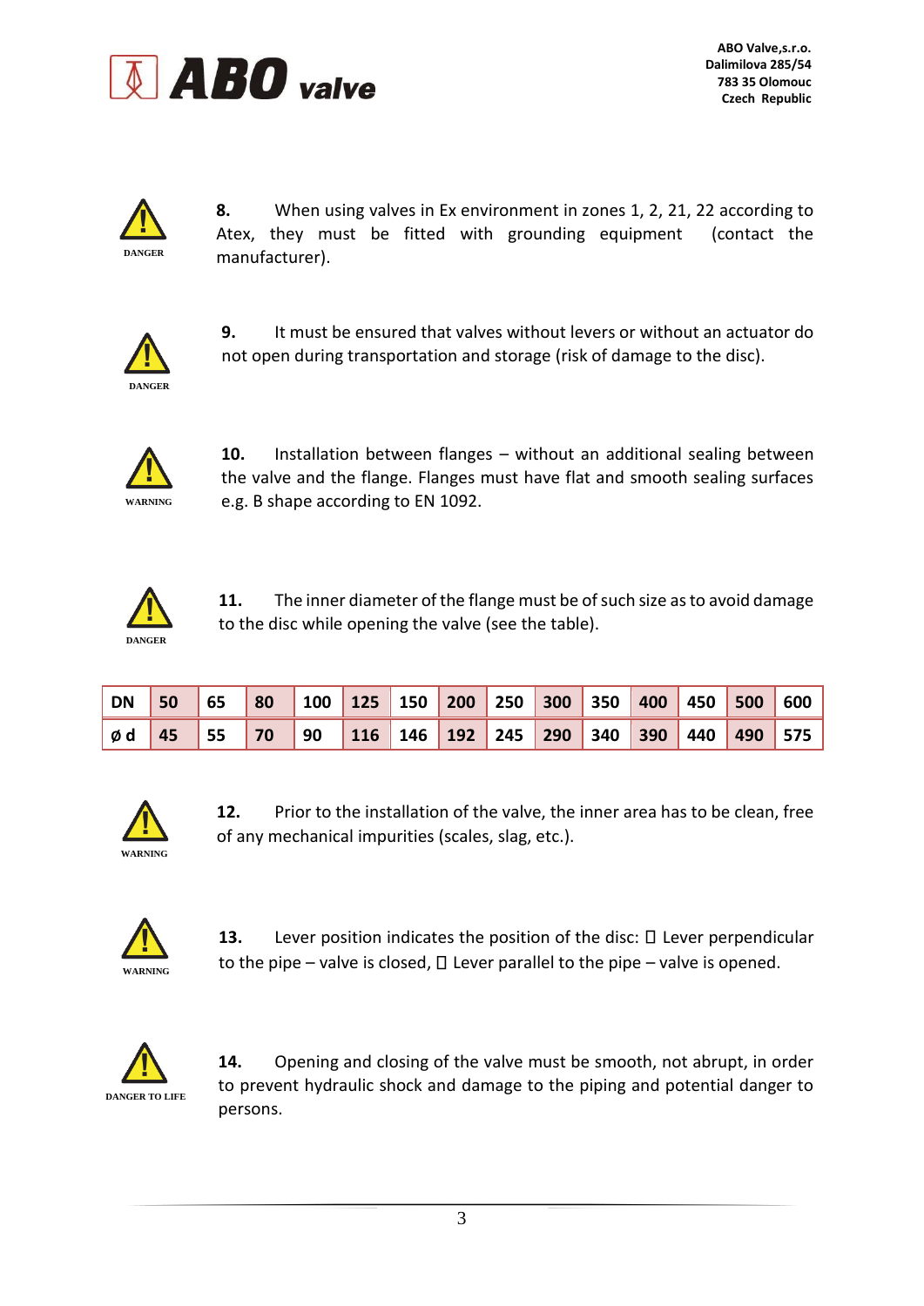**DANGER**

**8.** When using valves in Ex environment in zones 1, 2, 21, 22 according to Atex, they must be fitted with grounding equipment (contact the manufacturer).

**DANGER**

**9.** It must be ensured that valves without levers or without an actuator do not open during transportation and storage (risk of damage to the disc).

**WARNING**

**10.** Installation between flanges – without an additional sealing between the valve and the flange. Flanges must have flat and smooth sealing surfaces e.g. B shape according to EN 1092.

**DANGER**

**11.** The inner diameter of the flange must be of such size as to avoid damage to the disc while opening the valve (see the table).

| DN | 50 | 65 | 80 | 100 | 125 | 150 | 200 | 250 | 300 | 350 | 400 | 450 | 500 | 600 |
|---|---|---|---|---|---|---|---|---|---|---|---|---|---|---|
| ø d | 45 | 55 | 70 | 90 | 116 | 146 | 192 | 245 | 290 | 340 | 390 | 440 | 490 | 575 |

**WARNING**

**12.** Prior to the installation of the valve, the inner area has to be clean, free of any mechanical impurities (scales, slag, etc.).

**WARNING**

**13.** Lever position indicates the position of the disc:  Lever perpendicular to the pipe – valve is closed,  Lever parallel to the pipe – valve is opened.

**DANGER TO LIFE**

**14.** Opening and closing of the valve must be smooth, not abrupt, in order to prevent hydraulic shock and damage to the piping and potential danger to persons.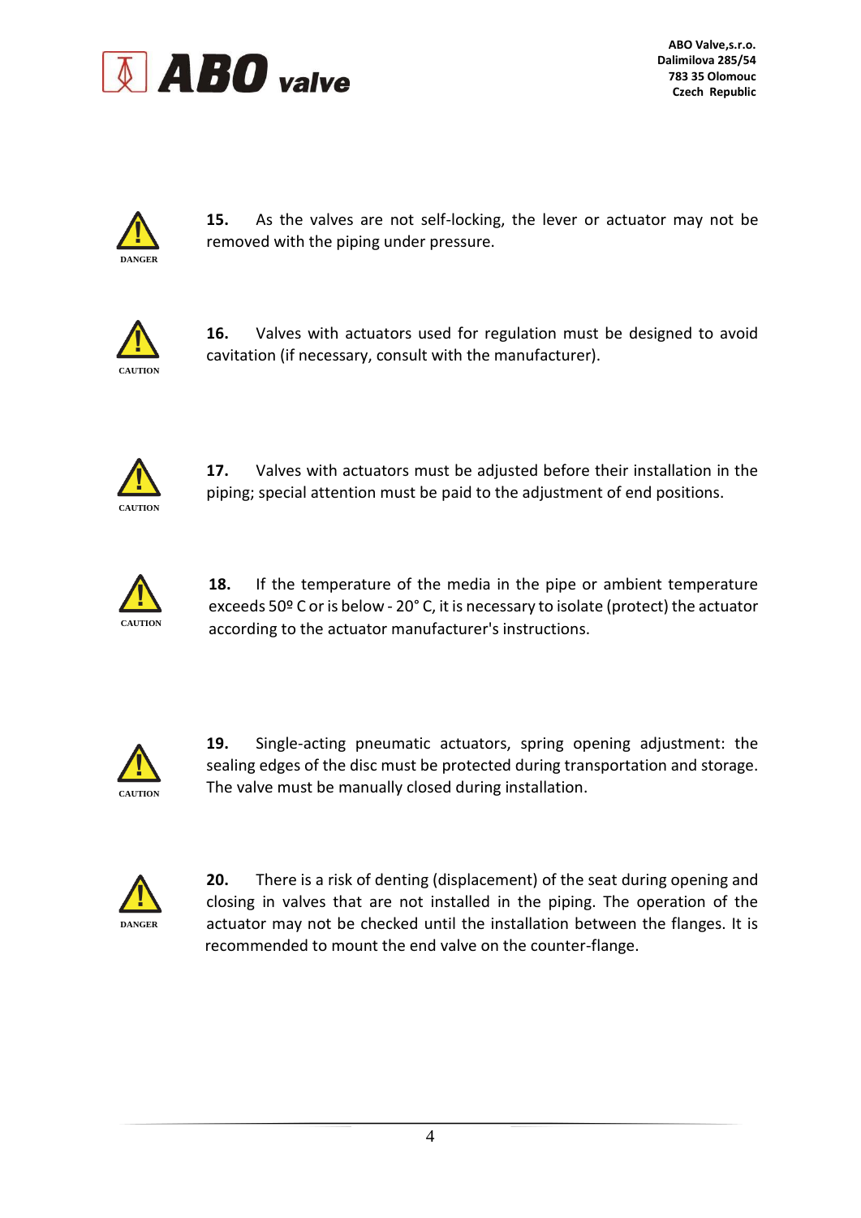DANGER

**15.** As the valves are not self-locking, the lever or actuator may not be removed with the piping under pressure.

CAUTION

**16.** Valves with actuators used for regulation must be designed to avoid cavitation (if necessary, consult with the manufacturer).

CAUTION

**17.** Valves with actuators must be adjusted before their installation in the piping; special attention must be paid to the adjustment of end positions.

CAUTION

**18.** If the temperature of the media in the pipe or ambient temperature exceeds 50º C or is below - 20° C, it is necessary to isolate (protect) the actuator according to the actuator manufacturer's instructions.

CAUTION

**19.** Single-acting pneumatic actuators, spring opening adjustment: the sealing edges of the disc must be protected during transportation and storage. The valve must be manually closed during installation.

DANGER

**20.** There is a risk of denting (displacement) of the seat during opening and closing in valves that are not installed in the piping. The operation of the actuator may not be checked until the installation between the flanges. It is recommended to mount the end valve on the counter-flange.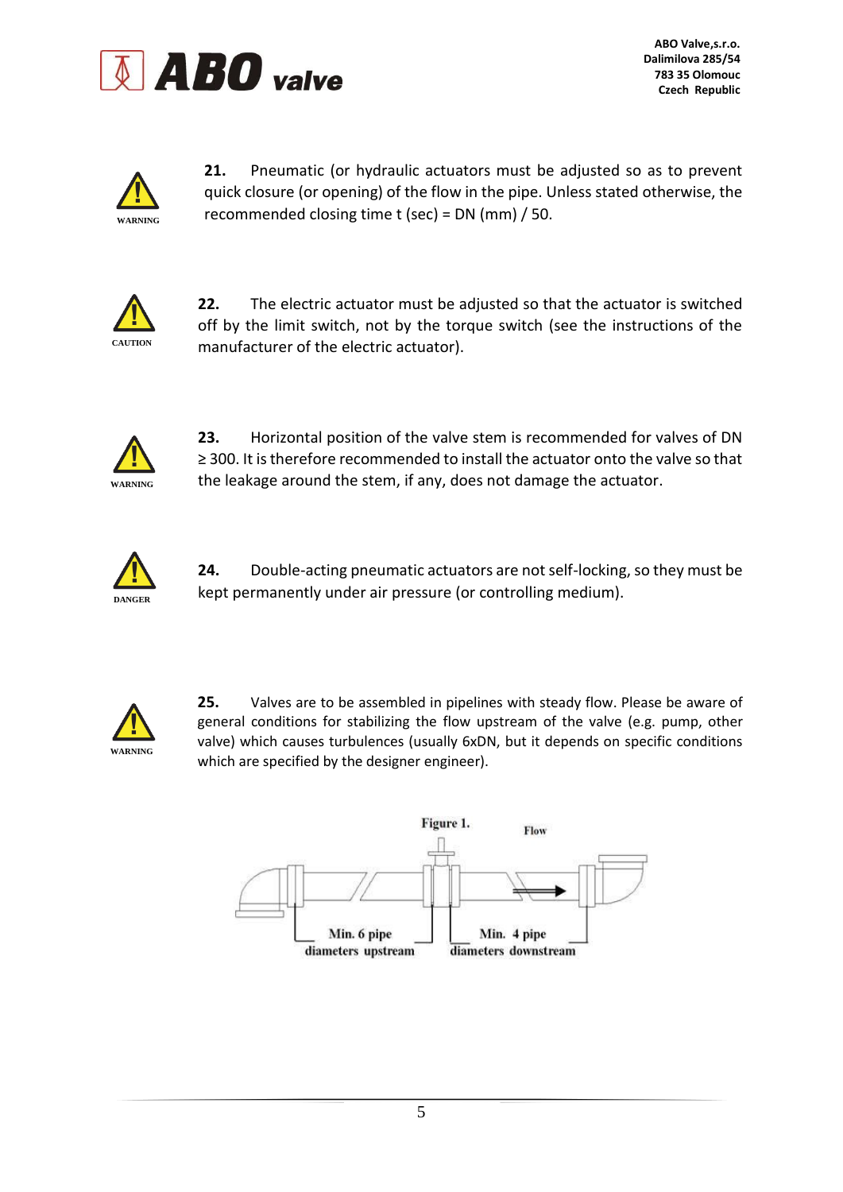WARNING

**21.** Pneumatic (or hydraulic actuators must be adjusted so as to prevent quick closure (or opening) of the flow in the pipe. Unless stated otherwise, the recommended closing time t (sec) = DN (mm) / 50.

CAUTION

**22.** The electric actuator must be adjusted so that the actuator is switched off by the limit switch, not by the torque switch (see the instructions of the manufacturer of the electric actuator).

WARNING

**23.** Horizontal position of the valve stem is recommended for valves of DN ≥ 300. It is therefore recommended to install the actuator onto the valve so that the leakage around the stem, if any, does not damage the actuator.

DANGER

**24.** Double-acting pneumatic actuators are not self-locking, so they must be kept permanently under air pressure (or controlling medium).

WARNING

**25.** Valves are to be assembled in pipelines with steady flow. Please be aware of general conditions for stabilizing the flow upstream of the valve (e.g. pump, other valve) which causes turbulences (usually 6xDN, but it depends on specific conditions which are specified by the designer engineer).

Figure 1.

Flow

Min. 6 pipe diameters upstream

Min. 4 pipe diameters downstream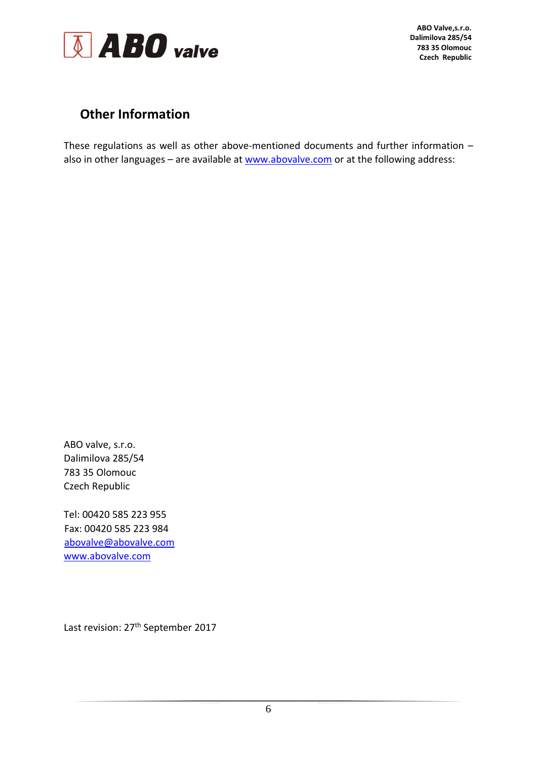## Other Information

These regulations as well as other above-mentioned documents and further information – also in other languages – are available at www.abovalve.com or at the following address:

ABO valve, s.r.o.
Dalimilova 285/54
783 35 Olomouc
Czech Republic

Tel: 00420 585 223 955
Fax: 00420 585 223 984
abovalve@abovalve.com
www.abovalve.com

Last revision: 27th September 2017